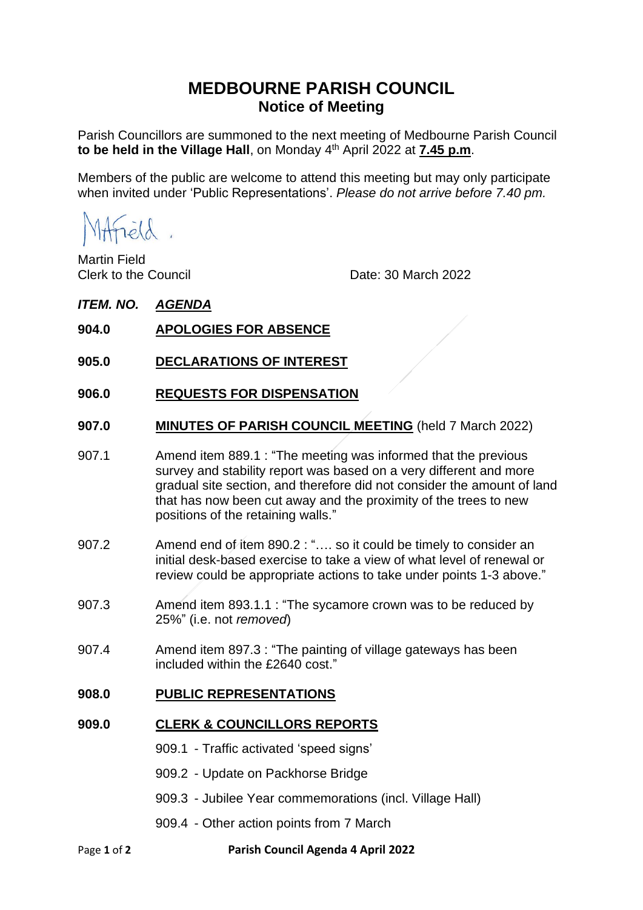# MEDBOURNE PARISH COUNCIL

## Notice of Meeting

Parish Councillors are summoned to the next meeting of Medbourne Parish Council **to be held in the Village Hall**, on Monday 4th April 2022 at **7.45 p.m**.

Members of the public are welcome to attend this meeting but may only participate when invited under 'Public Representations'. *Please do not arrive before 7.40 pm.*

MAField .

Martin Field
Clerk to the Council

Date: 30 March 2022

***ITEM. NO.*** ***AGENDA***

**904.0 APOLOGIES FOR ABSENCE**

**905.0 DECLARATIONS OF INTEREST**

**906.0 REQUESTS FOR DISPENSATION**

**907.0 MINUTES OF PARISH COUNCIL MEETING** (held 7 March 2022)

907.1 Amend item 889.1 : "The meeting was informed that the previous survey and stability report was based on a very different and more gradual site section, and therefore did not consider the amount of land that has now been cut away and the proximity of the trees to new positions of the retaining walls."

907.2 Amend end of item 890.2 : "…. so it could be timely to consider an initial desk-based exercise to take a view of what level of renewal or review could be appropriate actions to take under points 1-3 above."

907.3 Amend item 893.1.1 : "The sycamore crown was to be reduced by 25%" (i.e. not *removed*)

907.4 Amend item 897.3 : "The painting of village gateways has been included within the £2640 cost."

**908.0 PUBLIC REPRESENTATIONS**

**909.0 CLERK & COUNCILLORS REPORTS**

909.1 - Traffic activated 'speed signs'

909.2 - Update on Packhorse Bridge

909.3 - Jubilee Year commemorations (incl. Village Hall)

909.4 - Other action points from 7 March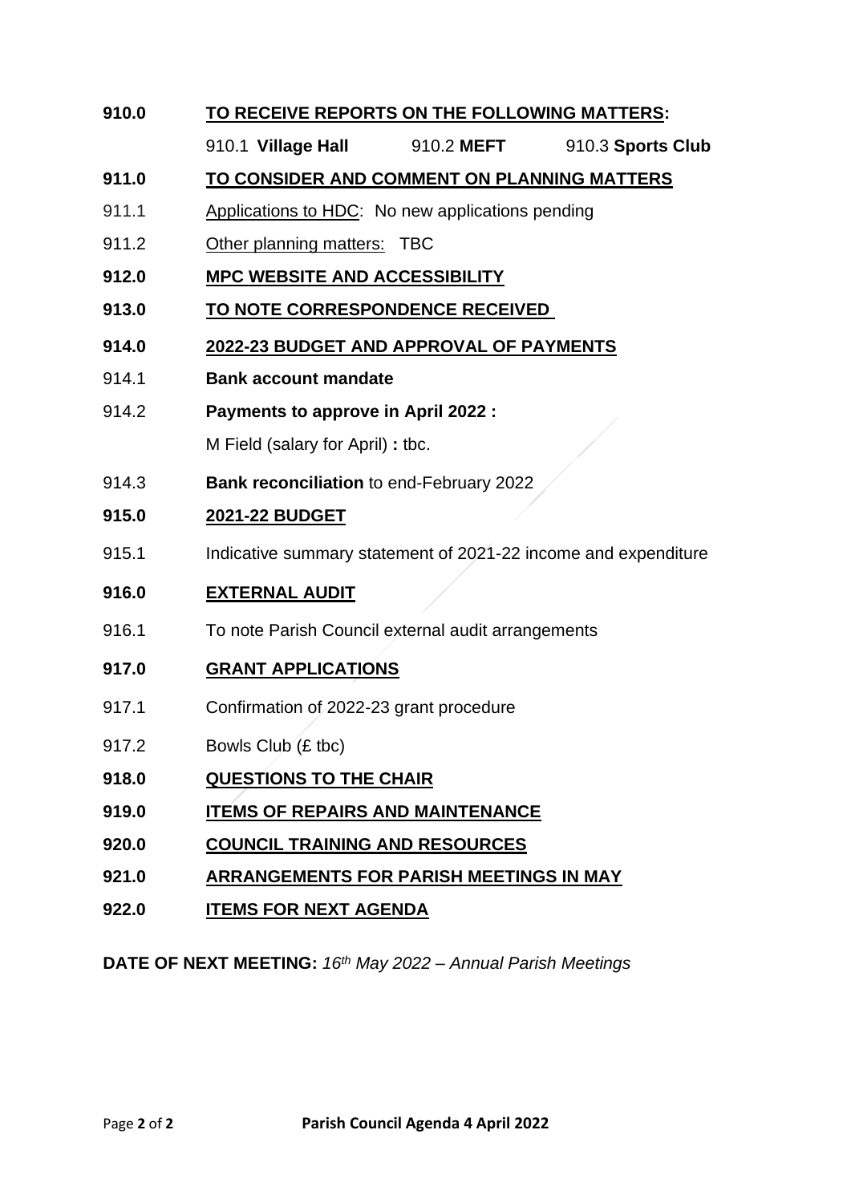**910.0 TO RECEIVE REPORTS ON THE FOLLOWING MATTERS:**

910.1 **Village Hall** 910.2 **MEFT** 910.3 **Sports Club**

**911.0 TO CONSIDER AND COMMENT ON PLANNING MATTERS**

911.1 Applications to HDC: No new applications pending

911.2 Other planning matters: TBC

**912.0 MPC WEBSITE AND ACCESSIBILITY**

**913.0 TO NOTE CORRESPONDENCE RECEIVED**

**914.0 2022-23 BUDGET AND APPROVAL OF PAYMENTS**

914.1 **Bank account mandate**

914.2 **Payments to approve in April 2022 :**

M Field (salary for April) **:** tbc.

914.3 **Bank reconciliation** to end-February 2022

**915.0 2021-22 BUDGET**

915.1 Indicative summary statement of 2021-22 income and expenditure

**916.0 EXTERNAL AUDIT**

916.1 To note Parish Council external audit arrangements

**917.0 GRANT APPLICATIONS**

917.1 Confirmation of 2022-23 grant procedure

917.2 Bowls Club (£ tbc)

**918.0 QUESTIONS TO THE CHAIR**

**919.0 ITEMS OF REPAIRS AND MAINTENANCE**

**920.0 COUNCIL TRAINING AND RESOURCES**

**921.0 ARRANGEMENTS FOR PARISH MEETINGS IN MAY**

**922.0 ITEMS FOR NEXT AGENDA**

**DATE OF NEXT MEETING:** *16th May 2022 – Annual Parish Meetings*